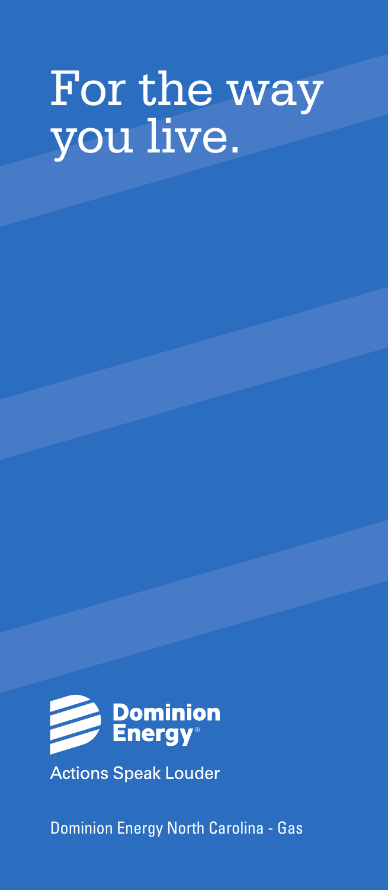# For the way you live.

Dominion Energy

Actions Speak Louder

Dominion Energy North Carolina - Gas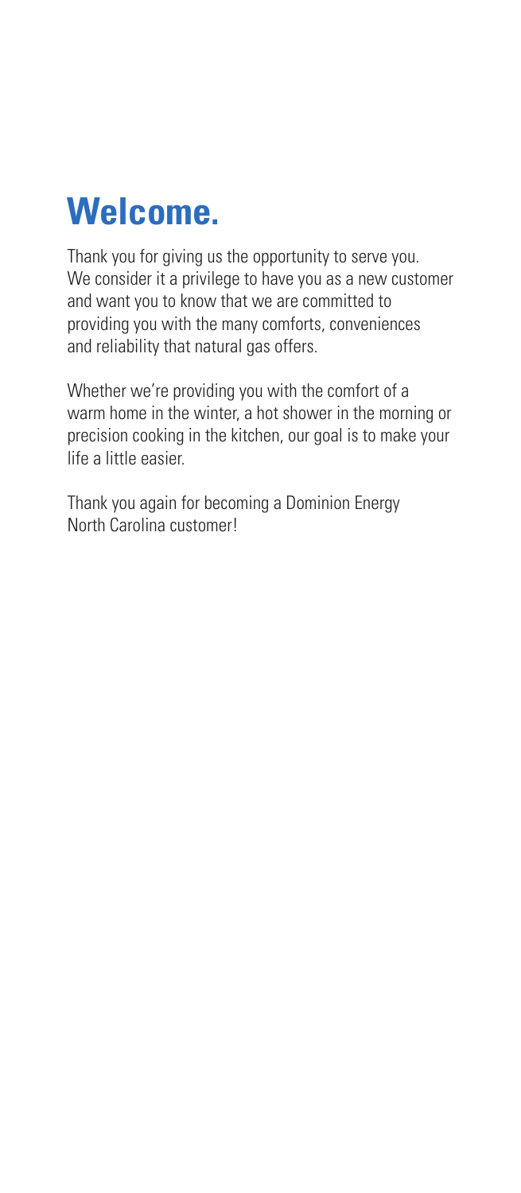# Welcome.

Thank you for giving us the opportunity to serve you. We consider it a privilege to have you as a new customer and want you to know that we are committed to providing you with the many comforts, conveniences and reliability that natural gas offers.

Whether we're providing you with the comfort of a warm home in the winter, a hot shower in the morning or precision cooking in the kitchen, our goal is to make your life a little easier.

Thank you again for becoming a Dominion Energy North Carolina customer!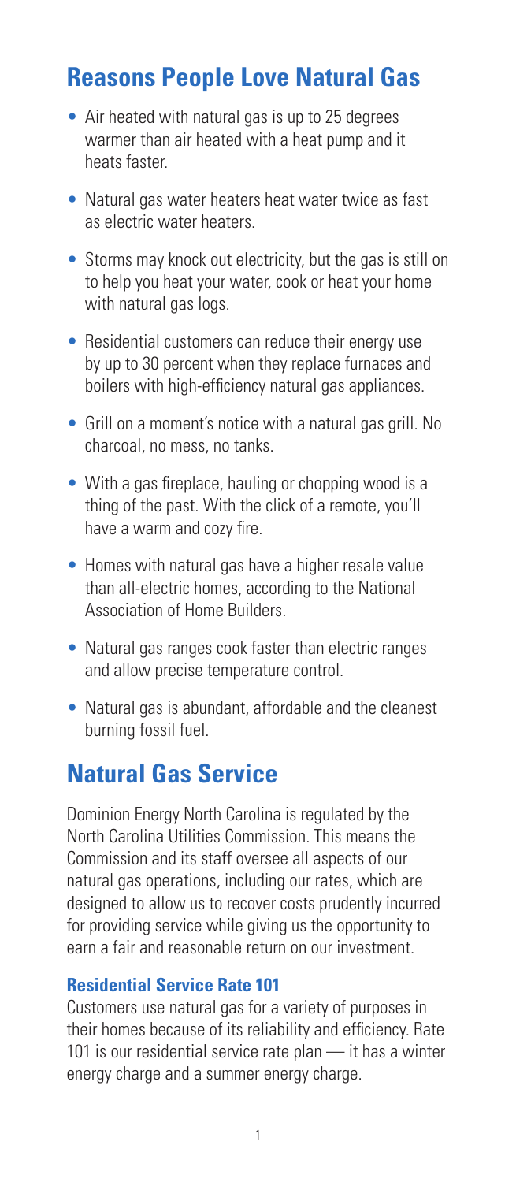## Reasons People Love Natural Gas

- Air heated with natural gas is up to 25 degrees warmer than air heated with a heat pump and it heats faster.
- Natural gas water heaters heat water twice as fast as electric water heaters.
- Storms may knock out electricity, but the gas is still on to help you heat your water, cook or heat your home with natural gas logs.
- Residential customers can reduce their energy use by up to 30 percent when they replace furnaces and boilers with high-efficiency natural gas appliances.
- Grill on a moment's notice with a natural gas grill. No charcoal, no mess, no tanks.
- With a gas fireplace, hauling or chopping wood is a thing of the past. With the click of a remote, you'll have a warm and cozy fire.
- Homes with natural gas have a higher resale value than all-electric homes, according to the National Association of Home Builders.
- Natural gas ranges cook faster than electric ranges and allow precise temperature control.
- Natural gas is abundant, affordable and the cleanest burning fossil fuel.

## Natural Gas Service

Dominion Energy North Carolina is regulated by the North Carolina Utilities Commission. This means the Commission and its staff oversee all aspects of our natural gas operations, including our rates, which are designed to allow us to recover costs prudently incurred for providing service while giving us the opportunity to earn a fair and reasonable return on our investment.

### Residential Service Rate 101

Customers use natural gas for a variety of purposes in their homes because of its reliability and efficiency. Rate 101 is our residential service rate plan — it has a winter energy charge and a summer energy charge.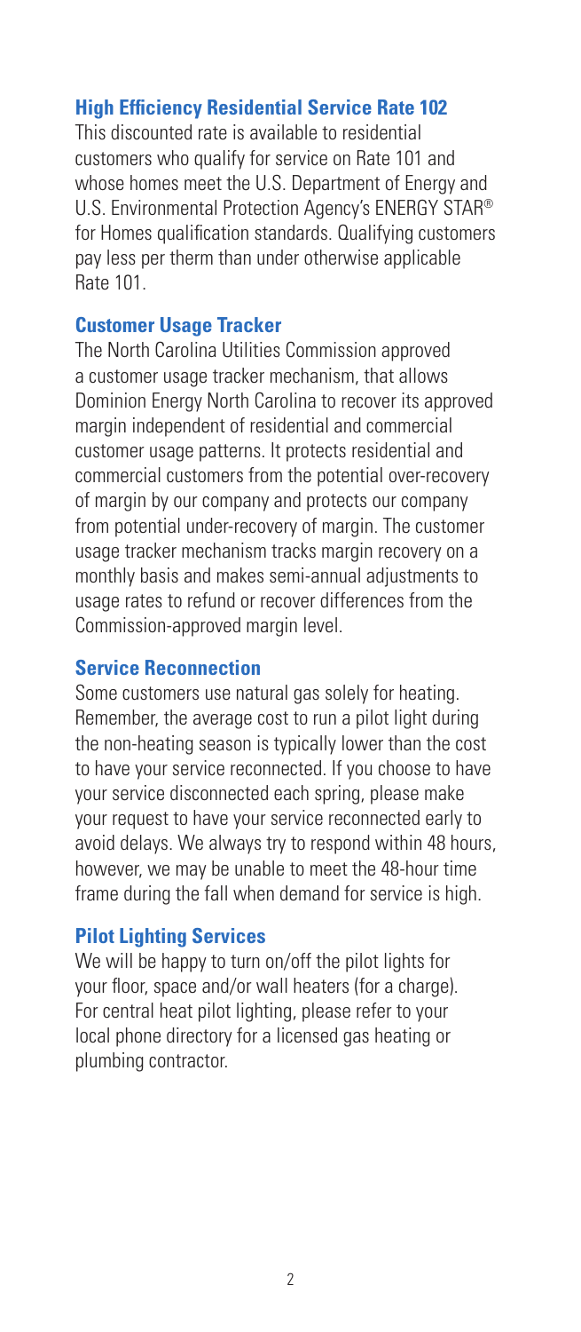### High Efficiency Residential Service Rate 102

This discounted rate is available to residential customers who qualify for service on Rate 101 and whose homes meet the U.S. Department of Energy and U.S. Environmental Protection Agency's ENERGY STAR® for Homes qualification standards. Qualifying customers pay less per therm than under otherwise applicable Rate 101.

### Customer Usage Tracker

The North Carolina Utilities Commission approved a customer usage tracker mechanism, that allows Dominion Energy North Carolina to recover its approved margin independent of residential and commercial customer usage patterns. It protects residential and commercial customers from the potential over-recovery of margin by our company and protects our company from potential under-recovery of margin. The customer usage tracker mechanism tracks margin recovery on a monthly basis and makes semi-annual adjustments to usage rates to refund or recover differences from the Commission-approved margin level.

### Service Reconnection

Some customers use natural gas solely for heating. Remember, the average cost to run a pilot light during the non-heating season is typically lower than the cost to have your service reconnected. If you choose to have your service disconnected each spring, please make your request to have your service reconnected early to avoid delays. We always try to respond within 48 hours, however, we may be unable to meet the 48-hour time frame during the fall when demand for service is high.

### Pilot Lighting Services

We will be happy to turn on/off the pilot lights for your floor, space and/or wall heaters (for a charge). For central heat pilot lighting, please refer to your local phone directory for a licensed gas heating or plumbing contractor.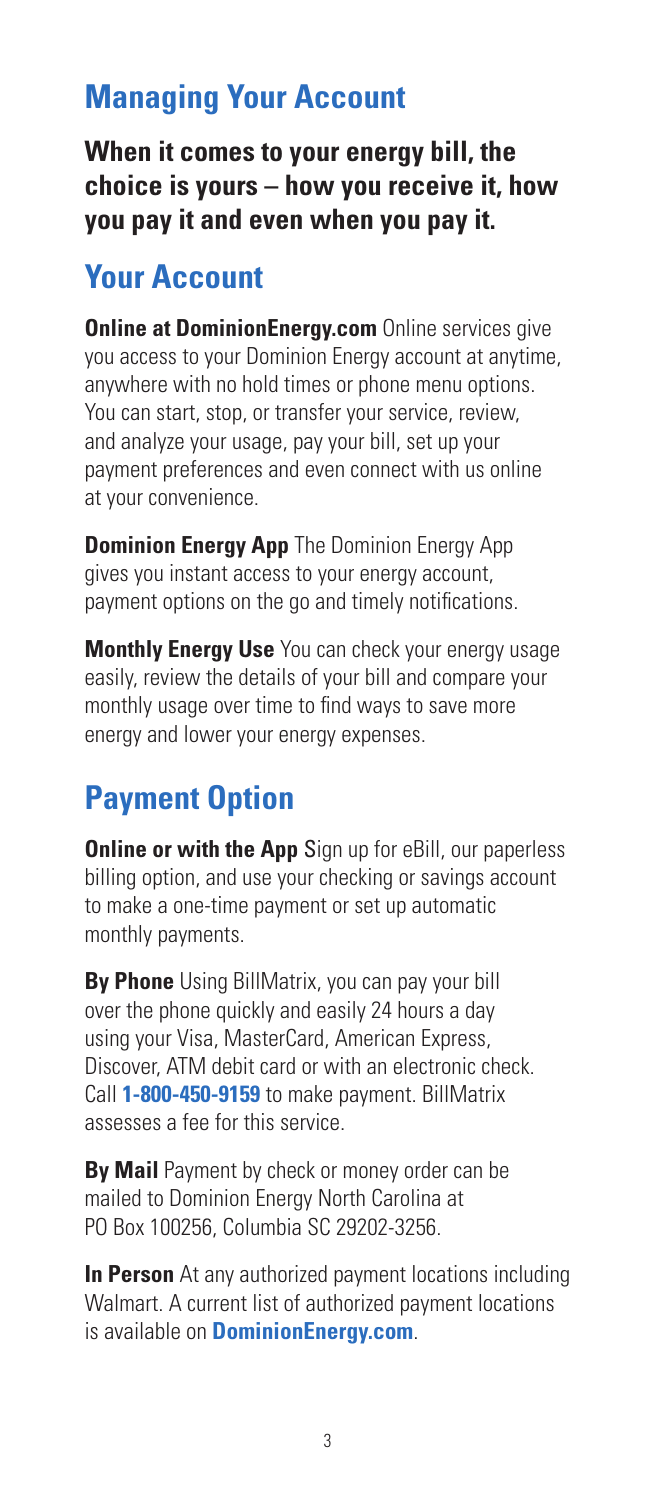## Managing Your Account

**When it comes to your energy bill, the choice is yours – how you receive it, how you pay it and even when you pay it.**

## Your Account

**Online at DominionEnergy.com** Online services give you access to your Dominion Energy account at anytime, anywhere with no hold times or phone menu options. You can start, stop, or transfer your service, review, and analyze your usage, pay your bill, set up your payment preferences and even connect with us online at your convenience.

**Dominion Energy App** The Dominion Energy App gives you instant access to your energy account, payment options on the go and timely notifications.

**Monthly Energy Use** You can check your energy usage easily, review the details of your bill and compare your monthly usage over time to find ways to save more energy and lower your energy expenses.

## Payment Option

**Online or with the App** Sign up for eBill, our paperless billing option, and use your checking or savings account to make a one-time payment or set up automatic monthly payments.

**By Phone** Using BillMatrix, you can pay your bill over the phone quickly and easily 24 hours a day using your Visa, MasterCard, American Express, Discover, ATM debit card or with an electronic check. Call **1-800-450-9159** to make payment. BillMatrix assesses a fee for this service.

**By Mail** Payment by check or money order can be mailed to Dominion Energy North Carolina at PO Box 100256, Columbia SC 29202-3256.

**In Person** At any authorized payment locations including Walmart. A current list of authorized payment locations is available on **DominionEnergy.com**.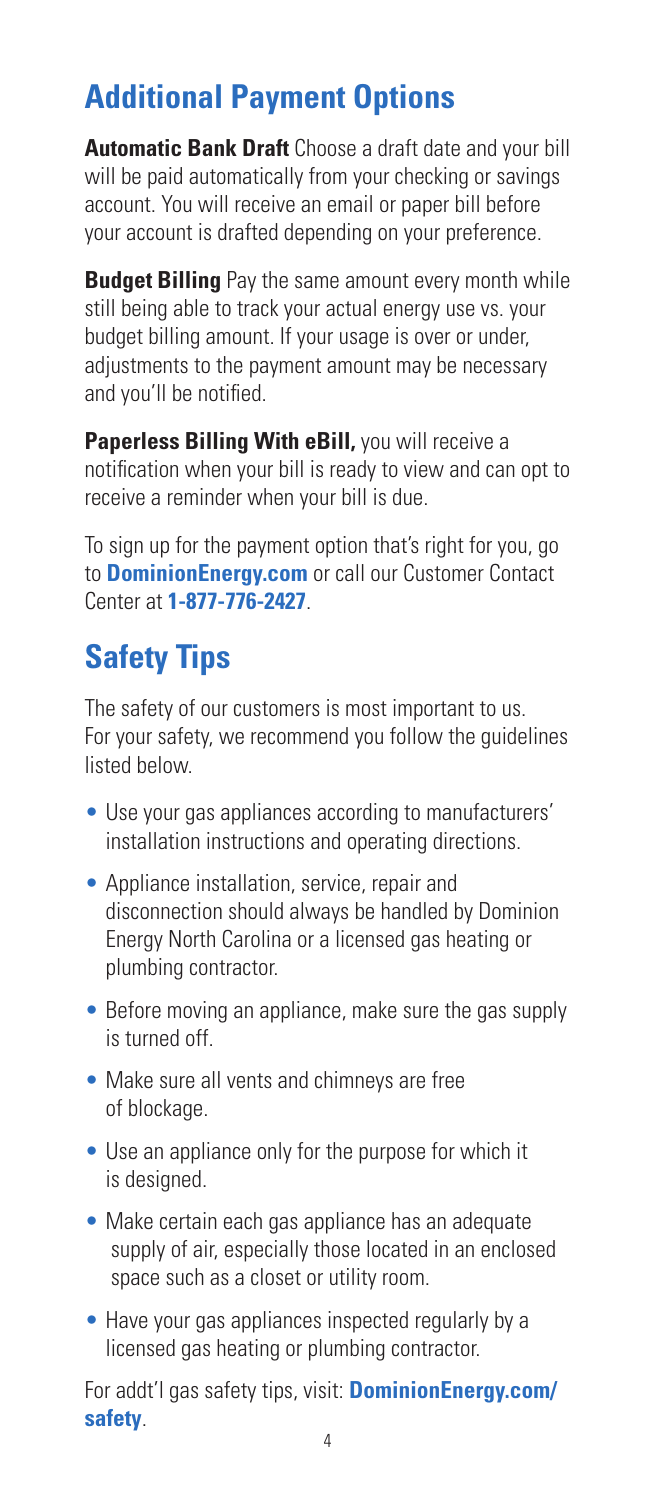## Additional Payment Options

**Automatic Bank Draft** Choose a draft date and your bill will be paid automatically from your checking or savings account. You will receive an email or paper bill before your account is drafted depending on your preference.

**Budget Billing** Pay the same amount every month while still being able to track your actual energy use vs. your budget billing amount. If your usage is over or under, adjustments to the payment amount may be necessary and you'll be notified.

**Paperless Billing With eBill,** you will receive a notification when your bill is ready to view and can opt to receive a reminder when your bill is due.

To sign up for the payment option that's right for you, go to **DominionEnergy.com** or call our Customer Contact Center at **1-877-776-2427**.

## Safety Tips

The safety of our customers is most important to us. For your safety, we recommend you follow the guidelines listed below.

- Use your gas appliances according to manufacturers' installation instructions and operating directions.
- Appliance installation, service, repair and disconnection should always be handled by Dominion Energy North Carolina or a licensed gas heating or plumbing contractor.
- Before moving an appliance, make sure the gas supply is turned off.
- Make sure all vents and chimneys are free of blockage.
- Use an appliance only for the purpose for which it is designed.
- Make certain each gas appliance has an adequate supply of air, especially those located in an enclosed space such as a closet or utility room.
- Have your gas appliances inspected regularly by a licensed gas heating or plumbing contractor.

For addt'l gas safety tips, visit: **DominionEnergy.com/safety**.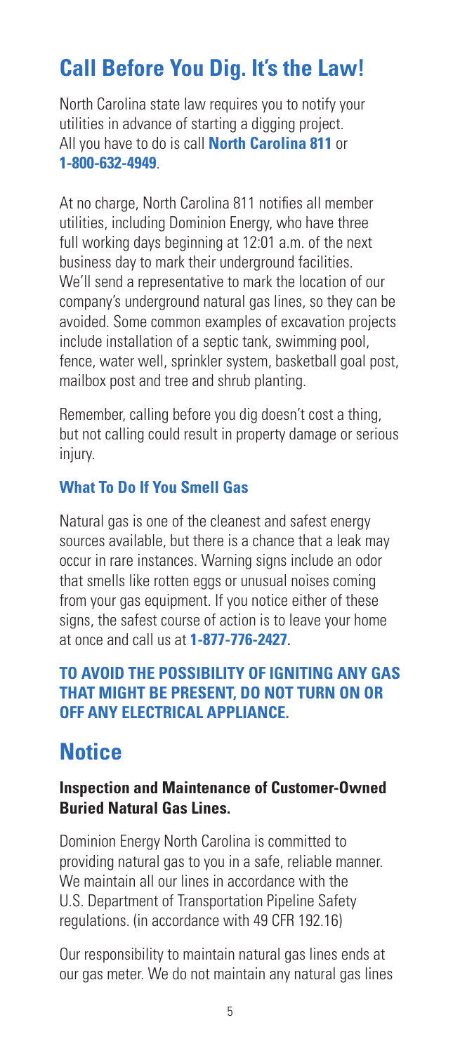## Call Before You Dig. It's the Law!

North Carolina state law requires you to notify your utilities in advance of starting a digging project. All you have to do is call **North Carolina 811** or **1-800-632-4949**.

At no charge, North Carolina 811 notifies all member utilities, including Dominion Energy, who have three full working days beginning at 12:01 a.m. of the next business day to mark their underground facilities. We'll send a representative to mark the location of our company's underground natural gas lines, so they can be avoided. Some common examples of excavation projects include installation of a septic tank, swimming pool, fence, water well, sprinkler system, basketball goal post, mailbox post and tree and shrub planting.

Remember, calling before you dig doesn't cost a thing, but not calling could result in property damage or serious injury.

### What To Do If You Smell Gas

Natural gas is one of the cleanest and safest energy sources available, but there is a chance that a leak may occur in rare instances. Warning signs include an odor that smells like rotten eggs or unusual noises coming from your gas equipment. If you notice either of these signs, the safest course of action is to leave your home at once and call us at **1-877-776-2427**.

**TO AVOID THE POSSIBILITY OF IGNITING ANY GAS THAT MIGHT BE PRESENT, DO NOT TURN ON OR OFF ANY ELECTRICAL APPLIANCE.**

## Notice

### Inspection and Maintenance of Customer-Owned Buried Natural Gas Lines.

Dominion Energy North Carolina is committed to providing natural gas to you in a safe, reliable manner. We maintain all our lines in accordance with the U.S. Department of Transportation Pipeline Safety regulations. (in accordance with 49 CFR 192.16)

Our responsibility to maintain natural gas lines ends at our gas meter. We do not maintain any natural gas lines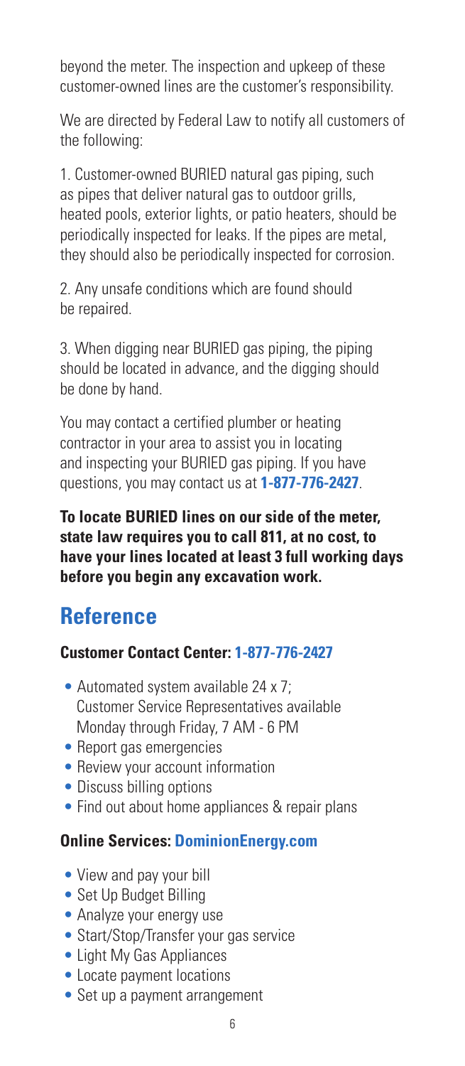beyond the meter. The inspection and upkeep of these customer-owned lines are the customer's responsibility.

We are directed by Federal Law to notify all customers of the following:

1. Customer-owned BURIED natural gas piping, such as pipes that deliver natural gas to outdoor grills, heated pools, exterior lights, or patio heaters, should be periodically inspected for leaks. If the pipes are metal, they should also be periodically inspected for corrosion.

2. Any unsafe conditions which are found should be repaired.

3. When digging near BURIED gas piping, the piping should be located in advance, and the digging should be done by hand.

You may contact a certified plumber or heating contractor in your area to assist you in locating and inspecting your BURIED gas piping. If you have questions, you may contact us at **1-877-776-2427**.

**To locate BURIED lines on our side of the meter, state law requires you to call 811, at no cost, to have your lines located at least 3 full working days before you begin any excavation work.**

## Reference

### Customer Contact Center: 1-877-776-2427

- Automated system available 24 x 7; Customer Service Representatives available Monday through Friday, 7 AM - 6 PM
- Report gas emergencies
- Review your account information
- Discuss billing options
- Find out about home appliances & repair plans

### Online Services: DominionEnergy.com

- View and pay your bill
- Set Up Budget Billing
- Analyze your energy use
- Start/Stop/Transfer your gas service
- Light My Gas Appliances
- Locate payment locations
- Set up a payment arrangement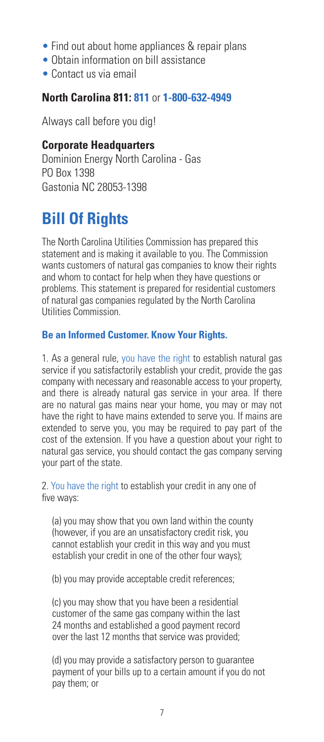- Find out about home appliances & repair plans
- Obtain information on bill assistance
- Contact us via email

**North Carolina 811: 811** or **1-800-632-4949**

Always call before you dig!

**Corporate Headquarters**
Dominion Energy North Carolina - Gas
PO Box 1398
Gastonia NC 28053-1398

# Bill Of Rights

The North Carolina Utilities Commission has prepared this statement and is making it available to you. The Commission wants customers of natural gas companies to know their rights and whom to contact for help when they have questions or problems. This statement is prepared for residential customers of natural gas companies regulated by the North Carolina Utilities Commission.

### Be an Informed Customer. Know Your Rights.

1. As a general rule, you have the right to establish natural gas service if you satisfactorily establish your credit, provide the gas company with necessary and reasonable access to your property, and there is already natural gas service in your area. If there are no natural gas mains near your home, you may or may not have the right to have mains extended to serve you. If mains are extended to serve you, you may be required to pay part of the cost of the extension. If you have a question about your right to natural gas service, you should contact the gas company serving your part of the state.

2. You have the right to establish your credit in any one of five ways:

(a) you may show that you own land within the county (however, if you are an unsatisfactory credit risk, you cannot establish your credit in this way and you must establish your credit in one of the other four ways);

(b) you may provide acceptable credit references;

(c) you may show that you have been a residential customer of the same gas company within the last 24 months and established a good payment record over the last 12 months that service was provided;

(d) you may provide a satisfactory person to guarantee payment of your bills up to a certain amount if you do not pay them; or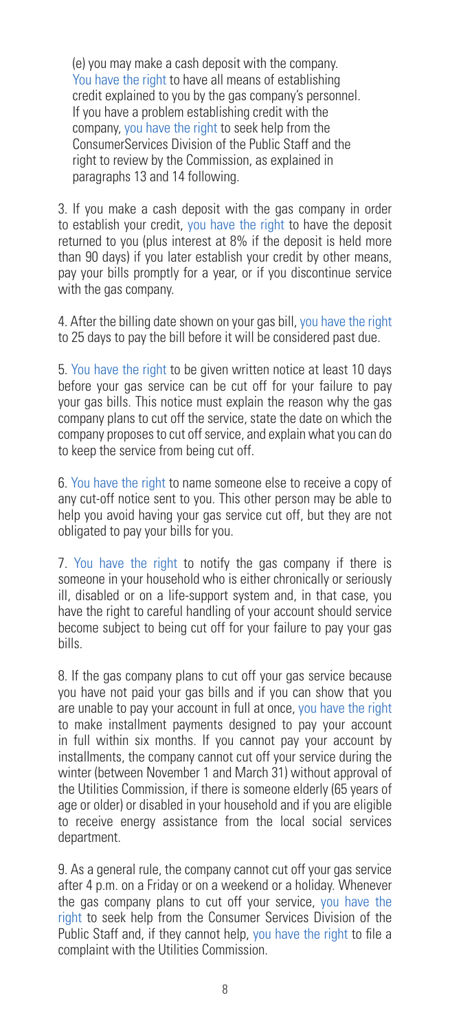(e) you may make a cash deposit with the company. You have the right to have all means of establishing credit explained to you by the gas company's personnel. If you have a problem establishing credit with the company, you have the right to seek help from the ConsumerServices Division of the Public Staff and the right to review by the Commission, as explained in paragraphs 13 and 14 following.

3. If you make a cash deposit with the gas company in order to establish your credit, you have the right to have the deposit returned to you (plus interest at 8% if the deposit is held more than 90 days) if you later establish your credit by other means, pay your bills promptly for a year, or if you discontinue service with the gas company.

4. After the billing date shown on your gas bill, you have the right to 25 days to pay the bill before it will be considered past due.

5. You have the right to be given written notice at least 10 days before your gas service can be cut off for your failure to pay your gas bills. This notice must explain the reason why the gas company plans to cut off the service, state the date on which the company proposes to cut off service, and explain what you can do to keep the service from being cut off.

6. You have the right to name someone else to receive a copy of any cut-off notice sent to you. This other person may be able to help you avoid having your gas service cut off, but they are not obligated to pay your bills for you.

7. You have the right to notify the gas company if there is someone in your household who is either chronically or seriously ill, disabled or on a life-support system and, in that case, you have the right to careful handling of your account should service become subject to being cut off for your failure to pay your gas bills.

8. If the gas company plans to cut off your gas service because you have not paid your gas bills and if you can show that you are unable to pay your account in full at once, you have the right to make installment payments designed to pay your account in full within six months. If you cannot pay your account by installments, the company cannot cut off your service during the winter (between November 1 and March 31) without approval of the Utilities Commission, if there is someone elderly (65 years of age or older) or disabled in your household and if you are eligible to receive energy assistance from the local social services department.

9. As a general rule, the company cannot cut off your gas service after 4 p.m. on a Friday or on a weekend or a holiday. Whenever the gas company plans to cut off your service, you have the right to seek help from the Consumer Services Division of the Public Staff and, if they cannot help, you have the right to file a complaint with the Utilities Commission.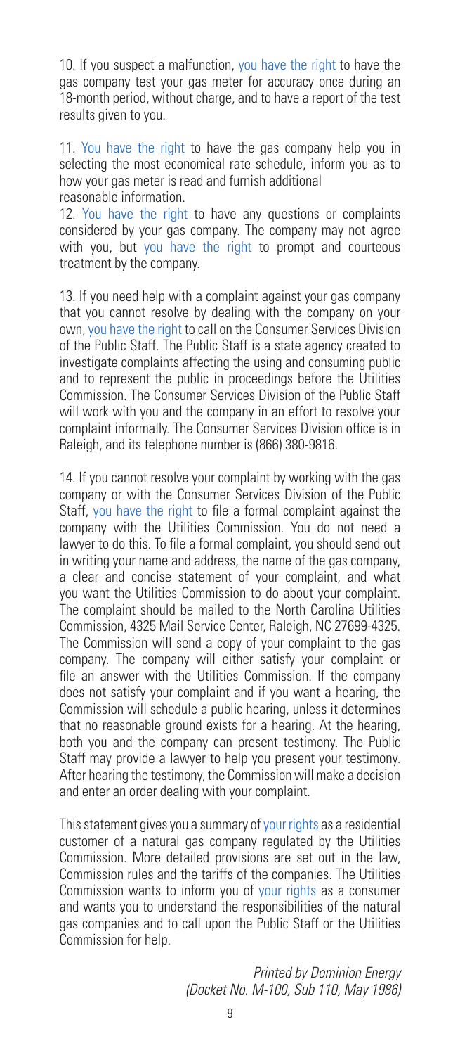10. If you suspect a malfunction, you have the right to have the gas company test your gas meter for accuracy once during an 18-month period, without charge, and to have a report of the test results given to you.

11. You have the right to have the gas company help you in selecting the most economical rate schedule, inform you as to how your gas meter is read and furnish additional reasonable information.

12. You have the right to have any questions or complaints considered by your gas company. The company may not agree with you, but you have the right to prompt and courteous treatment by the company.

13. If you need help with a complaint against your gas company that you cannot resolve by dealing with the company on your own, you have the right to call on the Consumer Services Division of the Public Staff. The Public Staff is a state agency created to investigate complaints affecting the using and consuming public and to represent the public in proceedings before the Utilities Commission. The Consumer Services Division of the Public Staff will work with you and the company in an effort to resolve your complaint informally. The Consumer Services Division office is in Raleigh, and its telephone number is (866) 380-9816.

14. If you cannot resolve your complaint by working with the gas company or with the Consumer Services Division of the Public Staff, you have the right to file a formal complaint against the company with the Utilities Commission. You do not need a lawyer to do this. To file a formal complaint, you should send out in writing your name and address, the name of the gas company, a clear and concise statement of your complaint, and what you want the Utilities Commission to do about your complaint. The complaint should be mailed to the North Carolina Utilities Commission, 4325 Mail Service Center, Raleigh, NC 27699-4325. The Commission will send a copy of your complaint to the gas company. The company will either satisfy your complaint or file an answer with the Utilities Commission. If the company does not satisfy your complaint and if you want a hearing, the Commission will schedule a public hearing, unless it determines that no reasonable ground exists for a hearing. At the hearing, both you and the company can present testimony. The Public Staff may provide a lawyer to help you present your testimony. After hearing the testimony, the Commission will make a decision and enter an order dealing with your complaint.

This statement gives you a summary of your rights as a residential customer of a natural gas company regulated by the Utilities Commission. More detailed provisions are set out in the law, Commission rules and the tariffs of the companies. The Utilities Commission wants to inform you of your rights as a consumer and wants you to understand the responsibilities of the natural gas companies and to call upon the Public Staff or the Utilities Commission for help.

*Printed by Dominion Energy*
*(Docket No. M-100, Sub 110, May 1986)*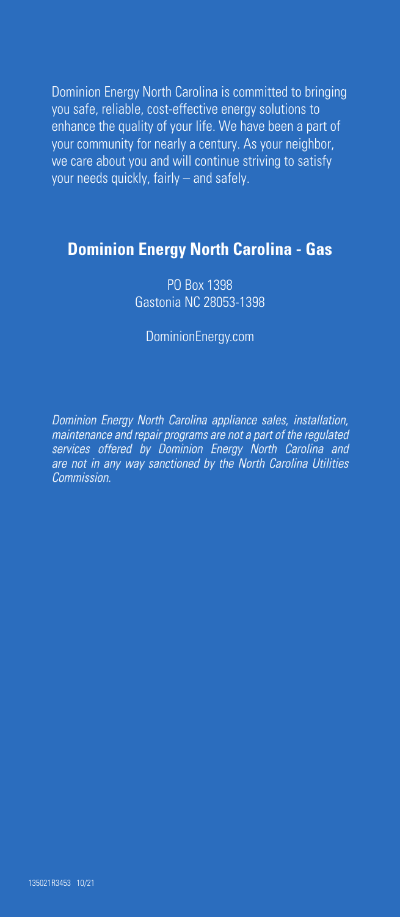Dominion Energy North Carolina is committed to bringing you safe, reliable, cost-effective energy solutions to enhance the quality of your life. We have been a part of your community for nearly a century. As your neighbor, we care about you and will continue striving to satisfy your needs quickly, fairly – and safely.

## Dominion Energy North Carolina - Gas

PO Box 1398
Gastonia NC 28053-1398

DominionEnergy.com

*Dominion Energy North Carolina appliance sales, installation, maintenance and repair programs are not a part of the regulated services offered by Dominion Energy North Carolina and are not in any way sanctioned by the North Carolina Utilities Commission.*

135021R3453 10/21